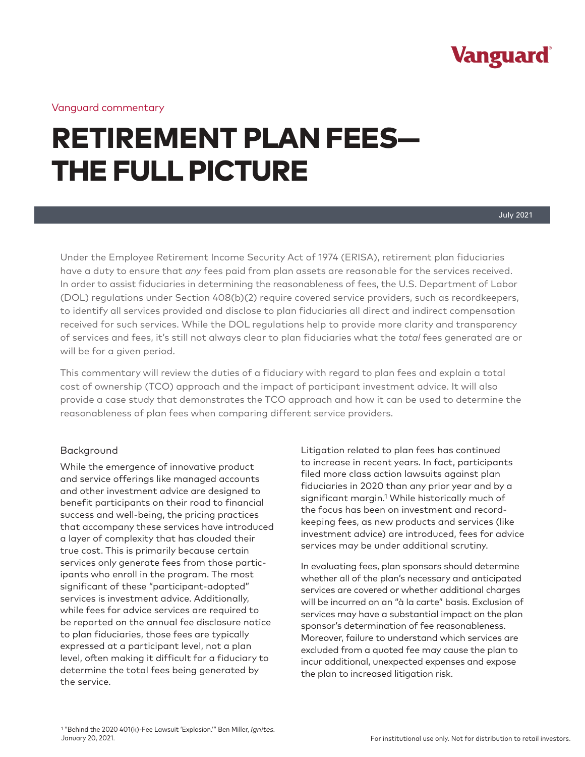Vanguard commentary

# RETIREMENT PLAN FEES— THE FULL PICTURE

July 2021

Under the Employee Retirement Income Security Act of 1974 (ERISA), retirement plan fiduciaries have a duty to ensure that *any* fees paid from plan assets are reasonable for the services received. In order to assist fiduciaries in determining the reasonableness of fees, the U.S. Department of Labor (DOL) regulations under Section 408(b)(2) require covered service providers, such as recordkeepers, to identify all services provided and disclose to plan fiduciaries all direct and indirect compensation received for such services. While the DOL regulations help to provide more clarity and transparency of services and fees, it's still not always clear to plan fiduciaries what the *total* fees generated are or will be for a given period.

This commentary will review the duties of a fiduciary with regard to plan fees and explain a total cost of ownership (TCO) approach and the impact of participant investment advice. It will also provide a case study that demonstrates the TCO approach and how it can be used to determine the reasonableness of plan fees when comparing different service providers.

## Background

While the emergence of innovative product and service offerings like managed accounts and other investment advice are designed to benefit participants on their road to financial success and well-being, the pricing practices that accompany these services have introduced a layer of complexity that has clouded their true cost. This is primarily because certain services only generate fees from those participants who enroll in the program. The most significant of these "participant-adopted" services is investment advice. Additionally, while fees for advice services are required to be reported on the annual fee disclosure notice to plan fiduciaries, those fees are typically expressed at a participant level, not a plan level, often making it difficult for a fiduciary to determine the total fees being generated by the service.

Litigation related to plan fees has continued to increase in recent years. In fact, participants filed more class action lawsuits against plan fiduciaries in 2020 than any prior year and by a significant margin.[1] While historically much of the focus has been on investment and record-keeping fees, as new products and services (like investment advice) are introduced, fees for advice services may be under additional scrutiny.

In evaluating fees, plan sponsors should determine whether all of the plan's necessary and anticipated services are covered or whether additional charges will be incurred on an "à la carte" basis. Exclusion of services may have a substantial impact on the plan sponsor's determination of fee reasonableness. Moreover, failure to understand which services are excluded from a quoted fee may cause the plan to incur additional, unexpected expenses and expose the plan to increased litigation risk.

[1] "Behind the 2020 401(k)-Fee Lawsuit 'Explosion.'" Ben Miller, *Ignites*. January 20, 2021.

For institutional use only. Not for distribution to retail investors.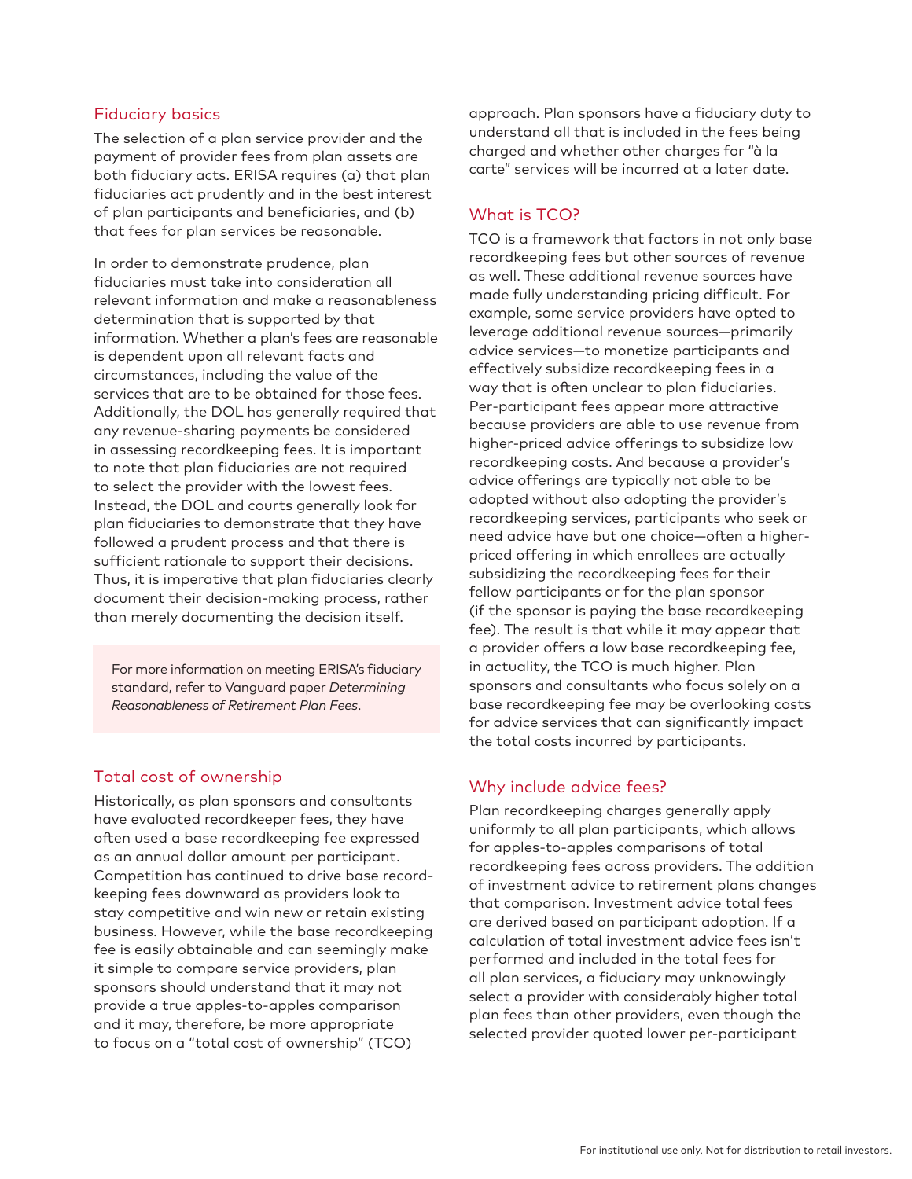## Fiduciary basics

The selection of a plan service provider and the payment of provider fees from plan assets are both fiduciary acts. ERISA requires (a) that plan fiduciaries act prudently and in the best interest of plan participants and beneficiaries, and (b) that fees for plan services be reasonable.

In order to demonstrate prudence, plan fiduciaries must take into consideration all relevant information and make a reasonableness determination that is supported by that information. Whether a plan's fees are reasonable is dependent upon all relevant facts and circumstances, including the value of the services that are to be obtained for those fees. Additionally, the DOL has generally required that any revenue-sharing payments be considered in assessing recordkeeping fees. It is important to note that plan fiduciaries are not required to select the provider with the lowest fees. Instead, the DOL and courts generally look for plan fiduciaries to demonstrate that they have followed a prudent process and that there is sufficient rationale to support their decisions. Thus, it is imperative that plan fiduciaries clearly document their decision-making process, rather than merely documenting the decision itself.

> For more information on meeting ERISA's fiduciary standard, refer to Vanguard paper *Determining Reasonableness of Retirement Plan Fees*.

## Total cost of ownership

Historically, as plan sponsors and consultants have evaluated recordkeeper fees, they have often used a base recordkeeping fee expressed as an annual dollar amount per participant. Competition has continued to drive base record-keeping fees downward as providers look to stay competitive and win new or retain existing business. However, while the base recordkeeping fee is easily obtainable and can seemingly make it simple to compare service providers, plan sponsors should understand that it may not provide a true apples-to-apples comparison and it may, therefore, be more appropriate to focus on a "total cost of ownership" (TCO) approach. Plan sponsors have a fiduciary duty to understand all that is included in the fees being charged and whether other charges for "à la carte" services will be incurred at a later date.

## What is TCO?

TCO is a framework that factors in not only base recordkeeping fees but other sources of revenue as well. These additional revenue sources have made fully understanding pricing difficult. For example, some service providers have opted to leverage additional revenue sources—primarily advice services—to monetize participants and effectively subsidize recordkeeping fees in a way that is often unclear to plan fiduciaries. Per-participant fees appear more attractive because providers are able to use revenue from higher-priced advice offerings to subsidize low recordkeeping costs. And because a provider's advice offerings are typically not able to be adopted without also adopting the provider's recordkeeping services, participants who seek or need advice have but one choice—often a higher-priced offering in which enrollees are actually subsidizing the recordkeeping fees for their fellow participants or for the plan sponsor (if the sponsor is paying the base recordkeeping fee). The result is that while it may appear that a provider offers a low base recordkeeping fee, in actuality, the TCO is much higher. Plan sponsors and consultants who focus solely on a base recordkeeping fee may be overlooking costs for advice services that can significantly impact the total costs incurred by participants.

## Why include advice fees?

Plan recordkeeping charges generally apply uniformly to all plan participants, which allows for apples-to-apples comparisons of total recordkeeping fees across providers. The addition of investment advice to retirement plans changes that comparison. Investment advice total fees are derived based on participant adoption. If a calculation of total investment advice fees isn't performed and included in the total fees for all plan services, a fiduciary may unknowingly select a provider with considerably higher total plan fees than other providers, even though the selected provider quoted lower per-participant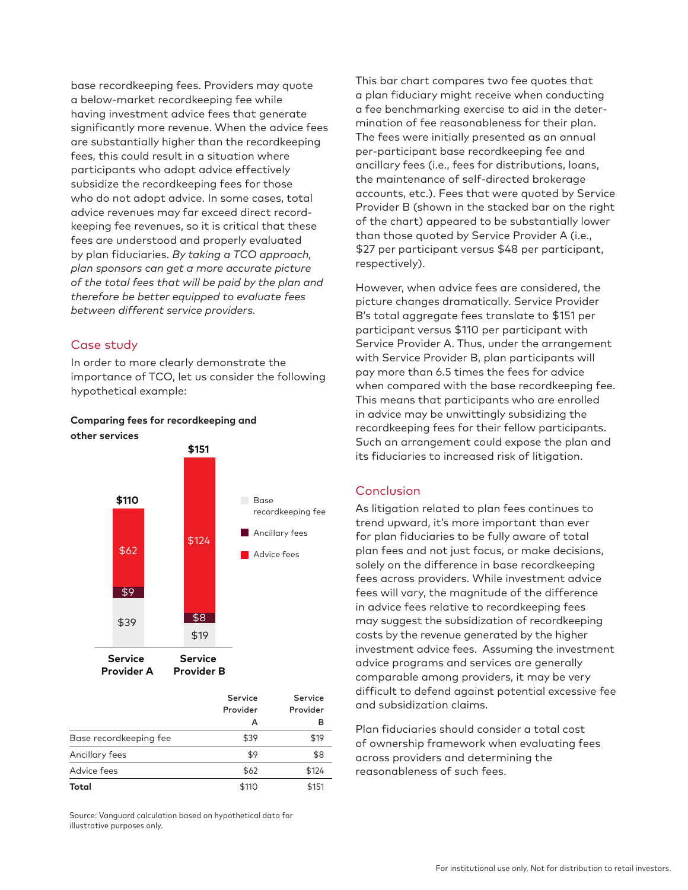base recordkeeping fees. Providers may quote a below-market recordkeeping fee while having investment advice fees that generate significantly more revenue. When the advice fees are substantially higher than the recordkeeping fees, this could result in a situation where participants who adopt advice effectively subsidize the recordkeeping fees for those who do not adopt advice. In some cases, total advice revenues may far exceed direct recordkeeping fee revenues, so it is critical that these fees are understood and properly evaluated by plan fiduciaries. *By taking a TCO approach, plan sponsors can get a more accurate picture of the total fees that will be paid by the plan and therefore be better equipped to evaluate fees between different service providers.*

## Case study

In order to more clearly demonstrate the importance of TCO, let us consider the following hypothetical example:

**Comparing fees for recordkeeping and other services**

| | Service Provider A | Service Provider B |
|---|---|---|
| Base recordkeeping fee | $39 | $19 |
| Ancillary fees | $9 | $8 |
| Advice fees | $62 | $124 |
| **Total** | $110 | $151 |

Source: Vanguard calculation based on hypothetical data for illustrative purposes only.

This bar chart compares two fee quotes that a plan fiduciary might receive when conducting a fee benchmarking exercise to aid in the determination of fee reasonableness for their plan. The fees were initially presented as an annual per-participant base recordkeeping fee and ancillary fees (i.e., fees for distributions, loans, the maintenance of self-directed brokerage accounts, etc.). Fees that were quoted by Service Provider B (shown in the stacked bar on the right of the chart) appeared to be substantially lower than those quoted by Service Provider A (i.e., $27 per participant versus $48 per participant, respectively).

However, when advice fees are considered, the picture changes dramatically. Service Provider B's total aggregate fees translate to $151 per participant versus $110 per participant with Service Provider A. Thus, under the arrangement with Service Provider B, plan participants will pay more than 6.5 times the fees for advice when compared with the base recordkeeping fee. This means that participants who are enrolled in advice may be unwittingly subsidizing the recordkeeping fees for their fellow participants. Such an arrangement could expose the plan and its fiduciaries to increased risk of litigation.

## Conclusion

As litigation related to plan fees continues to trend upward, it's more important than ever for plan fiduciaries to be fully aware of total plan fees and not just focus, or make decisions, solely on the difference in base recordkeeping fees across providers. While investment advice fees will vary, the magnitude of the difference in advice fees relative to recordkeeping fees may suggest the subsidization of recordkeeping costs by the revenue generated by the higher investment advice fees. Assuming the investment advice programs and services are generally comparable among providers, it may be very difficult to defend against potential excessive fee and subsidization claims.

Plan fiduciaries should consider a total cost of ownership framework when evaluating fees across providers and determining the reasonableness of such fees.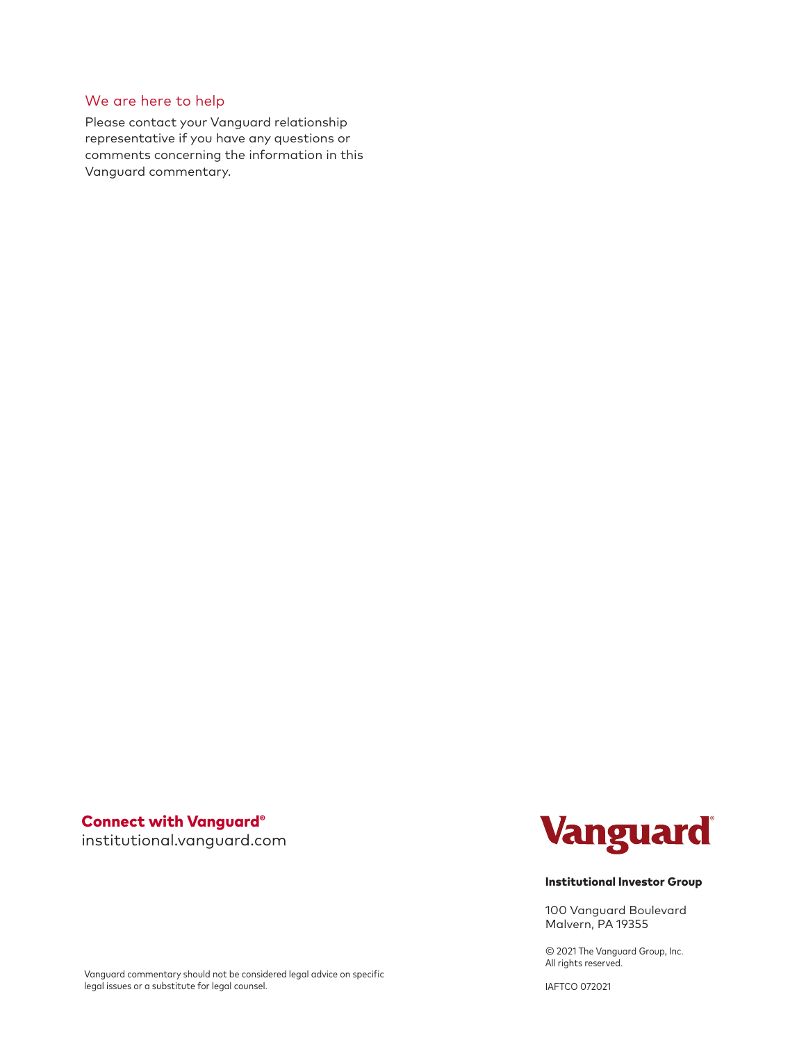## We are here to help

Please contact your Vanguard relationship representative if you have any questions or comments concerning the information in this Vanguard commentary.

**Connect with Vanguard®**
institutional.vanguard.com

Vanguard®

**Institutional Investor Group**

100 Vanguard Boulevard
Malvern, PA 19355

© 2021 The Vanguard Group, Inc.
All rights reserved.

Vanguard commentary should not be considered legal advice on specific legal issues or a substitute for legal counsel.

IAFTCO 072021